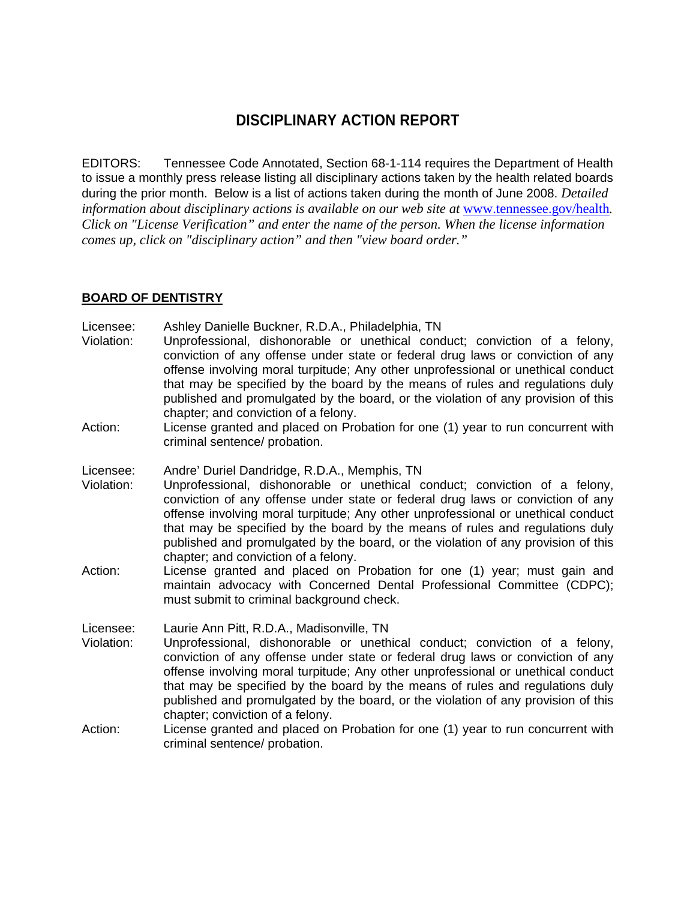# DISCIPLINARY ACTION REPORT

EDITORS: Tennessee Code Annotated, Section 68-1-114 requires the Department of Health to issue a monthly press release listing all disciplinary actions taken by the health related boards during the prior month. Below is a list of actions taken during the month of June 2008. *Detailed information about disciplinary actions is available on our web site at* www.tennessee.gov/health*. Click on "License Verification" and enter the name of the person. When the license information comes up, click on "disciplinary action" and then "view board order."*

## BOARD OF DENTISTRY

Licensee: Ashley Danielle Buckner, R.D.A., Philadelphia, TN
Violation: Unprofessional, dishonorable or unethical conduct; conviction of a felony, conviction of any offense under state or federal drug laws or conviction of any offense involving moral turpitude; Any other unprofessional or unethical conduct that may be specified by the board by the means of rules and regulations duly published and promulgated by the board, or the violation of any provision of this chapter; and conviction of a felony.
Action: License granted and placed on Probation for one (1) year to run concurrent with criminal sentence/ probation.

Licensee: Andre' Duriel Dandridge, R.D.A., Memphis, TN
Violation: Unprofessional, dishonorable or unethical conduct; conviction of a felony, conviction of any offense under state or federal drug laws or conviction of any offense involving moral turpitude; Any other unprofessional or unethical conduct that may be specified by the board by the means of rules and regulations duly published and promulgated by the board, or the violation of any provision of this chapter; and conviction of a felony.
Action: License granted and placed on Probation for one (1) year; must gain and maintain advocacy with Concerned Dental Professional Committee (CDPC); must submit to criminal background check.

Licensee: Laurie Ann Pitt, R.D.A., Madisonville, TN
Violation: Unprofessional, dishonorable or unethical conduct; conviction of a felony, conviction of any offense under state or federal drug laws or conviction of any offense involving moral turpitude; Any other unprofessional or unethical conduct that may be specified by the board by the means of rules and regulations duly published and promulgated by the board, or the violation of any provision of this chapter; conviction of a felony.
Action: License granted and placed on Probation for one (1) year to run concurrent with criminal sentence/ probation.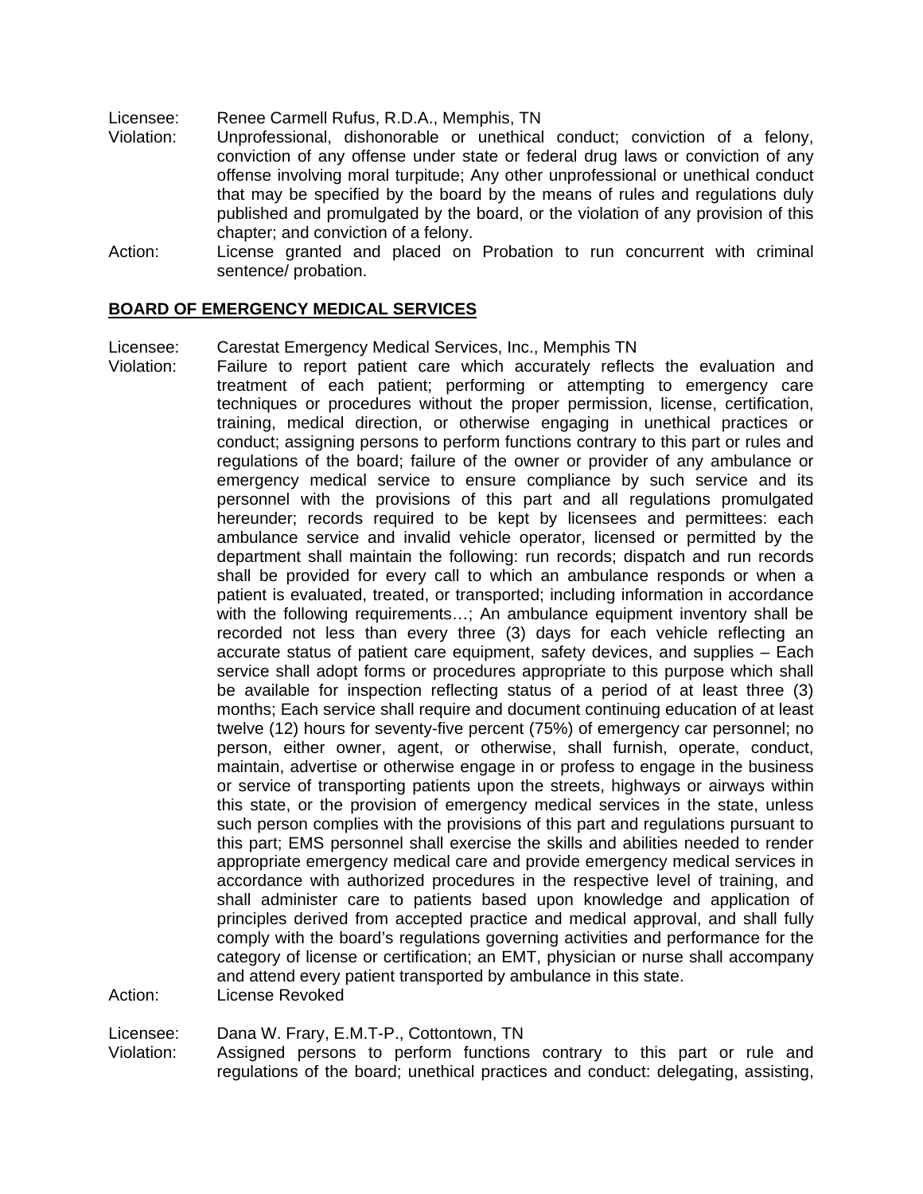Licensee: Renee Carmell Rufus, R.D.A., Memphis, TN

Violation: Unprofessional, dishonorable or unethical conduct; conviction of a felony, conviction of any offense under state or federal drug laws or conviction of any offense involving moral turpitude; Any other unprofessional or unethical conduct that may be specified by the board by the means of rules and regulations duly published and promulgated by the board, or the violation of any provision of this chapter; and conviction of a felony.

Action: License granted and placed on Probation to run concurrent with criminal sentence/ probation.

**BOARD OF EMERGENCY MEDICAL SERVICES**

Licensee: Carestat Emergency Medical Services, Inc., Memphis TN

Violation: Failure to report patient care which accurately reflects the evaluation and treatment of each patient; performing or attempting to emergency care techniques or procedures without the proper permission, license, certification, training, medical direction, or otherwise engaging in unethical practices or conduct; assigning persons to perform functions contrary to this part or rules and regulations of the board; failure of the owner or provider of any ambulance or emergency medical service to ensure compliance by such service and its personnel with the provisions of this part and all regulations promulgated hereunder; records required to be kept by licensees and permittees: each ambulance service and invalid vehicle operator, licensed or permitted by the department shall maintain the following: run records; dispatch and run records shall be provided for every call to which an ambulance responds or when a patient is evaluated, treated, or transported; including information in accordance with the following requirements…; An ambulance equipment inventory shall be recorded not less than every three (3) days for each vehicle reflecting an accurate status of patient care equipment, safety devices, and supplies – Each service shall adopt forms or procedures appropriate to this purpose which shall be available for inspection reflecting status of a period of at least three (3) months; Each service shall require and document continuing education of at least twelve (12) hours for seventy-five percent (75%) of emergency car personnel; no person, either owner, agent, or otherwise, shall furnish, operate, conduct, maintain, advertise or otherwise engage in or profess to engage in the business or service of transporting patients upon the streets, highways or airways within this state, or the provision of emergency medical services in the state, unless such person complies with the provisions of this part and regulations pursuant to this part; EMS personnel shall exercise the skills and abilities needed to render appropriate emergency medical care and provide emergency medical services in accordance with authorized procedures in the respective level of training, and shall administer care to patients based upon knowledge and application of principles derived from accepted practice and medical approval, and shall fully comply with the board's regulations governing activities and performance for the category of license or certification; an EMT, physician or nurse shall accompany and attend every patient transported by ambulance in this state.

Action: License Revoked

Licensee: Dana W. Frary, E.M.T-P., Cottontown, TN

Violation: Assigned persons to perform functions contrary to this part or rule and regulations of the board; unethical practices and conduct: delegating, assisting,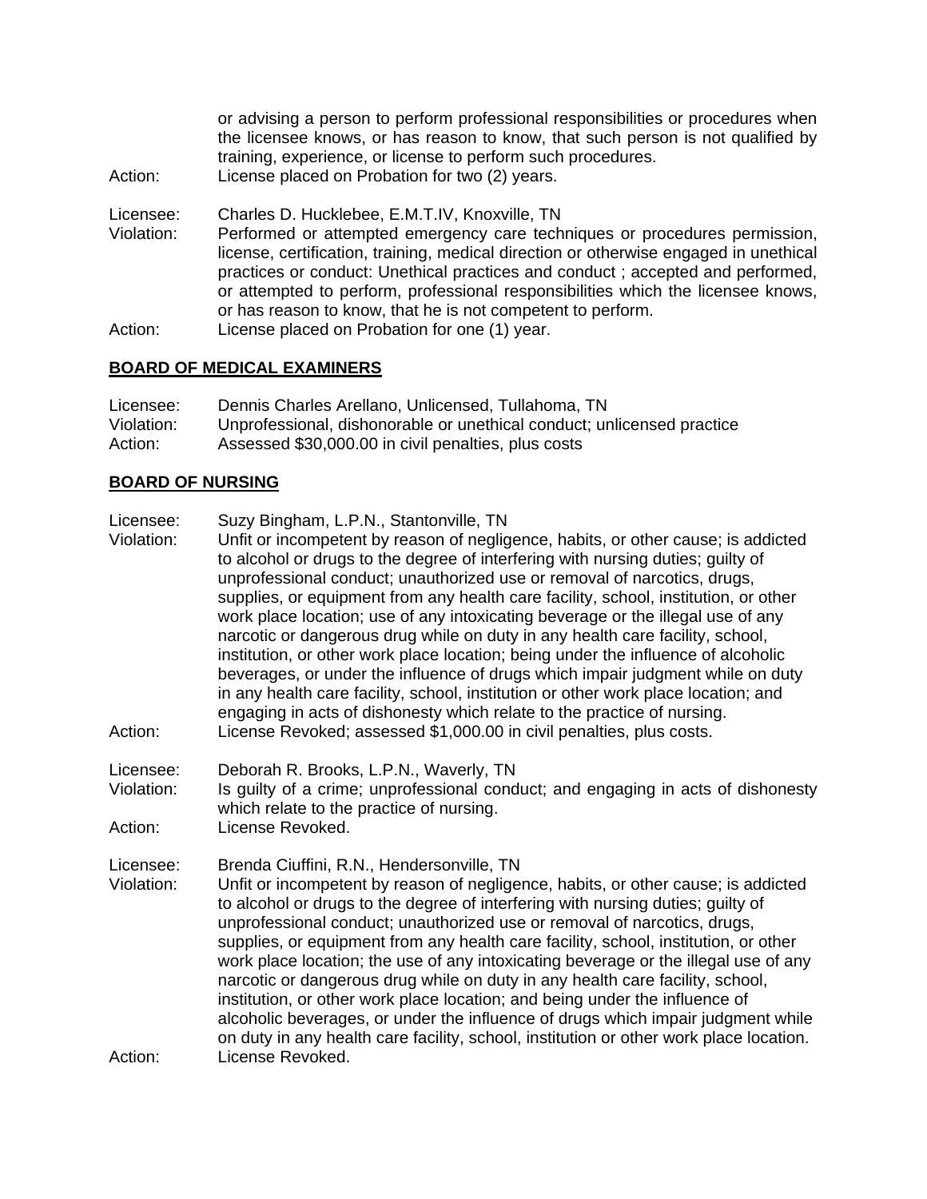or advising a person to perform professional responsibilities or procedures when the licensee knows, or has reason to know, that such person is not qualified by training, experience, or license to perform such procedures.

Action: License placed on Probation for two (2) years.

Licensee: Charles D. Hucklebee, E.M.T.IV, Knoxville, TN

Violation: Performed or attempted emergency care techniques or procedures permission, license, certification, training, medical direction or otherwise engaged in unethical practices or conduct: Unethical practices and conduct ; accepted and performed, or attempted to perform, professional responsibilities which the licensee knows, or has reason to know, that he is not competent to perform.

Action: License placed on Probation for one (1) year.

**BOARD OF MEDICAL EXAMINERS**

Licensee: Dennis Charles Arellano, Unlicensed, Tullahoma, TN

Violation: Unprofessional, dishonorable or unethical conduct; unlicensed practice

Action: Assessed $30,000.00 in civil penalties, plus costs

**BOARD OF NURSING**

Licensee: Suzy Bingham, L.P.N., Stantonville, TN

Violation: Unfit or incompetent by reason of negligence, habits, or other cause; is addicted to alcohol or drugs to the degree of interfering with nursing duties; guilty of unprofessional conduct; unauthorized use or removal of narcotics, drugs, supplies, or equipment from any health care facility, school, institution, or other work place location; use of any intoxicating beverage or the illegal use of any narcotic or dangerous drug while on duty in any health care facility, school, institution, or other work place location; being under the influence of alcoholic beverages, or under the influence of drugs which impair judgment while on duty in any health care facility, school, institution or other work place location; and engaging in acts of dishonesty which relate to the practice of nursing.

Action: License Revoked; assessed $1,000.00 in civil penalties, plus costs.

Licensee: Deborah R. Brooks, L.P.N., Waverly, TN

Violation: Is guilty of a crime; unprofessional conduct; and engaging in acts of dishonesty which relate to the practice of nursing.

Action: License Revoked.

Licensee: Brenda Ciuffini, R.N., Hendersonville, TN

Violation: Unfit or incompetent by reason of negligence, habits, or other cause; is addicted to alcohol or drugs to the degree of interfering with nursing duties; guilty of unprofessional conduct; unauthorized use or removal of narcotics, drugs, supplies, or equipment from any health care facility, school, institution, or other work place location; the use of any intoxicating beverage or the illegal use of any narcotic or dangerous drug while on duty in any health care facility, school, institution, or other work place location; and being under the influence of alcoholic beverages, or under the influence of drugs which impair judgment while on duty in any health care facility, school, institution or other work place location.

Action: License Revoked.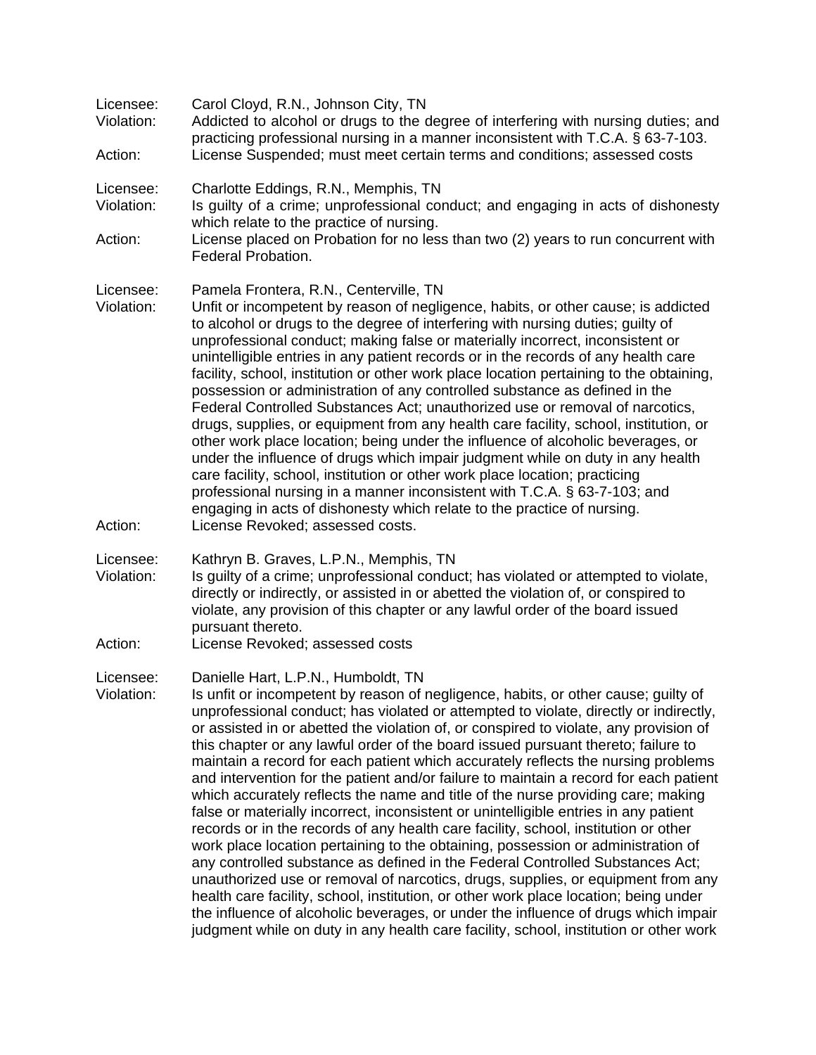Licensee: Carol Cloyd, R.N., Johnson City, TN
Violation: Addicted to alcohol or drugs to the degree of interfering with nursing duties; and practicing professional nursing in a manner inconsistent with T.C.A. § 63-7-103.
Action: License Suspended; must meet certain terms and conditions; assessed costs

Licensee: Charlotte Eddings, R.N., Memphis, TN
Violation: Is guilty of a crime; unprofessional conduct; and engaging in acts of dishonesty which relate to the practice of nursing.
Action: License placed on Probation for no less than two (2) years to run concurrent with Federal Probation.

Licensee: Pamela Frontera, R.N., Centerville, TN
Violation: Unfit or incompetent by reason of negligence, habits, or other cause; is addicted to alcohol or drugs to the degree of interfering with nursing duties; guilty of unprofessional conduct; making false or materially incorrect, inconsistent or unintelligible entries in any patient records or in the records of any health care facility, school, institution or other work place location pertaining to the obtaining, possession or administration of any controlled substance as defined in the Federal Controlled Substances Act; unauthorized use or removal of narcotics, drugs, supplies, or equipment from any health care facility, school, institution, or other work place location; being under the influence of alcoholic beverages, or under the influence of drugs which impair judgment while on duty in any health care facility, school, institution or other work place location; practicing professional nursing in a manner inconsistent with T.C.A. § 63-7-103; and engaging in acts of dishonesty which relate to the practice of nursing.
Action: License Revoked; assessed costs.

Licensee: Kathryn B. Graves, L.P.N., Memphis, TN
Violation: Is guilty of a crime; unprofessional conduct; has violated or attempted to violate, directly or indirectly, or assisted in or abetted the violation of, or conspired to violate, any provision of this chapter or any lawful order of the board issued pursuant thereto.
Action: License Revoked; assessed costs

Licensee: Danielle Hart, L.P.N., Humboldt, TN
Violation: Is unfit or incompetent by reason of negligence, habits, or other cause; guilty of unprofessional conduct; has violated or attempted to violate, directly or indirectly, or assisted in or abetted the violation of, or conspired to violate, any provision of this chapter or any lawful order of the board issued pursuant thereto; failure to maintain a record for each patient which accurately reflects the nursing problems and intervention for the patient and/or failure to maintain a record for each patient which accurately reflects the name and title of the nurse providing care; making false or materially incorrect, inconsistent or unintelligible entries in any patient records or in the records of any health care facility, school, institution or other work place location pertaining to the obtaining, possession or administration of any controlled substance as defined in the Federal Controlled Substances Act; unauthorized use or removal of narcotics, drugs, supplies, or equipment from any health care facility, school, institution, or other work place location; being under the influence of alcoholic beverages, or under the influence of drugs which impair judgment while on duty in any health care facility, school, institution or other work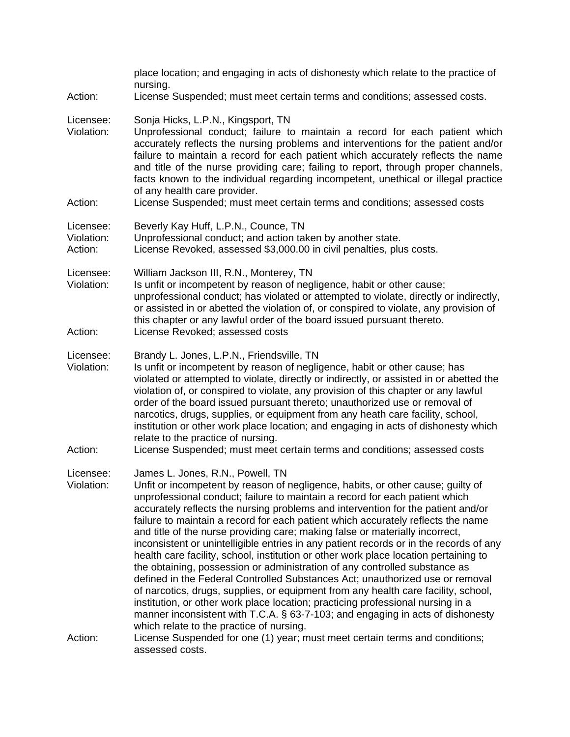place location; and engaging in acts of dishonesty which relate to the practice of nursing.

Action: License Suspended; must meet certain terms and conditions; assessed costs.

Licensee: Sonja Hicks, L.P.N., Kingsport, TN

Violation: Unprofessional conduct; failure to maintain a record for each patient which accurately reflects the nursing problems and interventions for the patient and/or failure to maintain a record for each patient which accurately reflects the name and title of the nurse providing care; failing to report, through proper channels, facts known to the individual regarding incompetent, unethical or illegal practice of any health care provider.

Action: License Suspended; must meet certain terms and conditions; assessed costs

Licensee: Beverly Kay Huff, L.P.N., Counce, TN

Violation: Unprofessional conduct; and action taken by another state.

Action: License Revoked, assessed $3,000.00 in civil penalties, plus costs.

Licensee: William Jackson III, R.N., Monterey, TN

Violation: Is unfit or incompetent by reason of negligence, habit or other cause; unprofessional conduct; has violated or attempted to violate, directly or indirectly, or assisted in or abetted the violation of, or conspired to violate, any provision of this chapter or any lawful order of the board issued pursuant thereto.

Action: License Revoked; assessed costs

Licensee: Brandy L. Jones, L.P.N., Friendsville, TN

Violation: Is unfit or incompetent by reason of negligence, habit or other cause; has violated or attempted to violate, directly or indirectly, or assisted in or abetted the violation of, or conspired to violate, any provision of this chapter or any lawful order of the board issued pursuant thereto; unauthorized use or removal of narcotics, drugs, supplies, or equipment from any heath care facility, school, institution or other work place location; and engaging in acts of dishonesty which relate to the practice of nursing.

Action: License Suspended; must meet certain terms and conditions; assessed costs

Licensee: James L. Jones, R.N., Powell, TN

Violation: Unfit or incompetent by reason of negligence, habits, or other cause; guilty of unprofessional conduct; failure to maintain a record for each patient which accurately reflects the nursing problems and intervention for the patient and/or failure to maintain a record for each patient which accurately reflects the name and title of the nurse providing care; making false or materially incorrect, inconsistent or unintelligible entries in any patient records or in the records of any health care facility, school, institution or other work place location pertaining to the obtaining, possession or administration of any controlled substance as defined in the Federal Controlled Substances Act; unauthorized use or removal of narcotics, drugs, supplies, or equipment from any health care facility, school, institution, or other work place location; practicing professional nursing in a manner inconsistent with T.C.A. § 63-7-103; and engaging in acts of dishonesty which relate to the practice of nursing.

Action: License Suspended for one (1) year; must meet certain terms and conditions; assessed costs.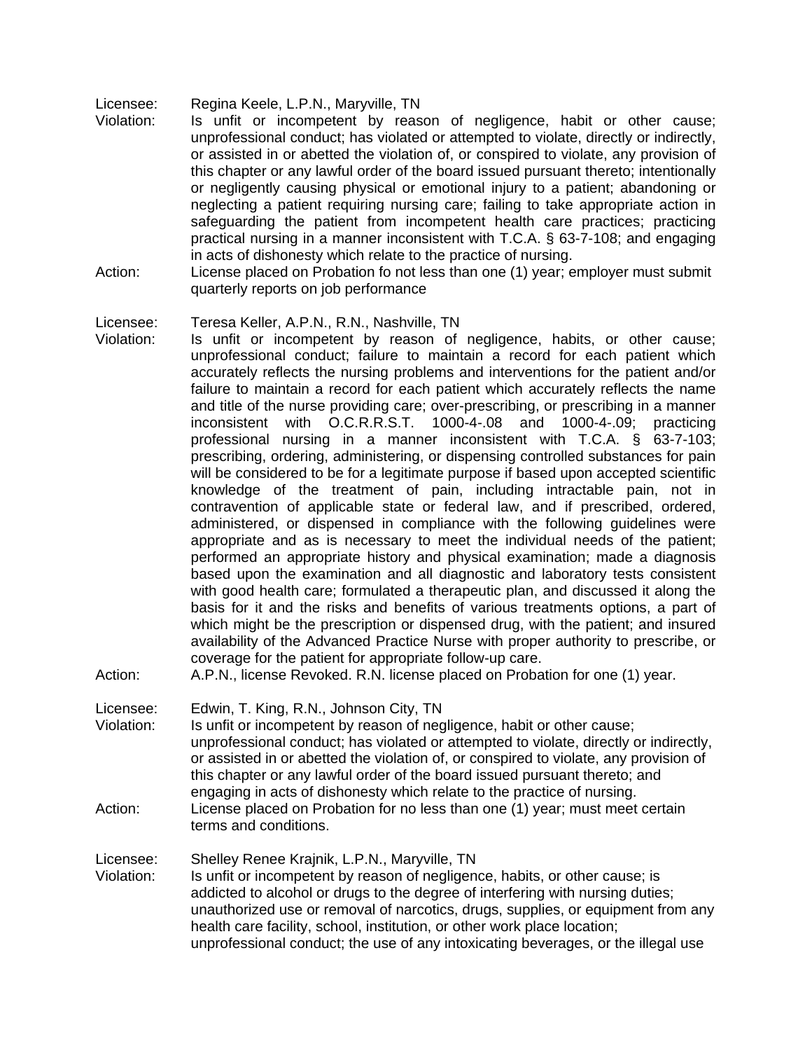Licensee: Regina Keele, L.P.N., Maryville, TN

Violation: Is unfit or incompetent by reason of negligence, habit or other cause; unprofessional conduct; has violated or attempted to violate, directly or indirectly, or assisted in or abetted the violation of, or conspired to violate, any provision of this chapter or any lawful order of the board issued pursuant thereto; intentionally or negligently causing physical or emotional injury to a patient; abandoning or neglecting a patient requiring nursing care; failing to take appropriate action in safeguarding the patient from incompetent health care practices; practicing practical nursing in a manner inconsistent with T.C.A. § 63-7-108; and engaging in acts of dishonesty which relate to the practice of nursing.

Action: License placed on Probation fo not less than one (1) year; employer must submit quarterly reports on job performance

Licensee: Teresa Keller, A.P.N., R.N., Nashville, TN

Violation: Is unfit or incompetent by reason of negligence, habits, or other cause; unprofessional conduct; failure to maintain a record for each patient which accurately reflects the nursing problems and interventions for the patient and/or failure to maintain a record for each patient which accurately reflects the name and title of the nurse providing care; over-prescribing, or prescribing in a manner inconsistent with O.C.R.R.S.T. 1000-4-.08 and 1000-4-.09; practicing professional nursing in a manner inconsistent with T.C.A. § 63-7-103; prescribing, ordering, administering, or dispensing controlled substances for pain will be considered to be for a legitimate purpose if based upon accepted scientific knowledge of the treatment of pain, including intractable pain, not in contravention of applicable state or federal law, and if prescribed, ordered, administered, or dispensed in compliance with the following guidelines were appropriate and as is necessary to meet the individual needs of the patient; performed an appropriate history and physical examination; made a diagnosis based upon the examination and all diagnostic and laboratory tests consistent with good health care; formulated a therapeutic plan, and discussed it along the basis for it and the risks and benefits of various treatments options, a part of which might be the prescription or dispensed drug, with the patient; and insured availability of the Advanced Practice Nurse with proper authority to prescribe, or coverage for the patient for appropriate follow-up care.

Action: A.P.N., license Revoked. R.N. license placed on Probation for one (1) year.

Licensee: Edwin, T. King, R.N., Johnson City, TN

Violation: Is unfit or incompetent by reason of negligence, habit or other cause; unprofessional conduct; has violated or attempted to violate, directly or indirectly, or assisted in or abetted the violation of, or conspired to violate, any provision of this chapter or any lawful order of the board issued pursuant thereto; and engaging in acts of dishonesty which relate to the practice of nursing.

Action: License placed on Probation for no less than one (1) year; must meet certain terms and conditions.

Licensee: Shelley Renee Krajnik, L.P.N., Maryville, TN

Violation: Is unfit or incompetent by reason of negligence, habits, or other cause; is addicted to alcohol or drugs to the degree of interfering with nursing duties; unauthorized use or removal of narcotics, drugs, supplies, or equipment from any health care facility, school, institution, or other work place location; unprofessional conduct; the use of any intoxicating beverages, or the illegal use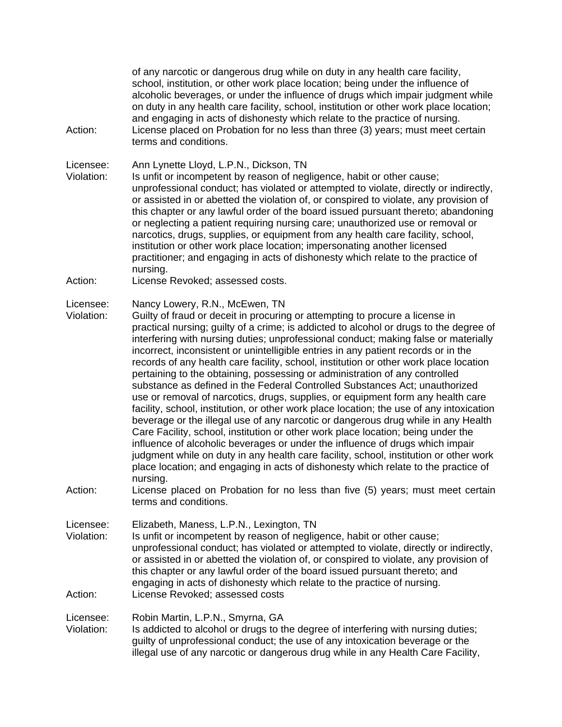of any narcotic or dangerous drug while on duty in any health care facility, school, institution, or other work place location; being under the influence of alcoholic beverages, or under the influence of drugs which impair judgment while on duty in any health care facility, school, institution or other work place location; and engaging in acts of dishonesty which relate to the practice of nursing.

Action: License placed on Probation for no less than three (3) years; must meet certain terms and conditions.

Licensee: Ann Lynette Lloyd, L.P.N., Dickson, TN

Violation: Is unfit or incompetent by reason of negligence, habit or other cause; unprofessional conduct; has violated or attempted to violate, directly or indirectly, or assisted in or abetted the violation of, or conspired to violate, any provision of this chapter or any lawful order of the board issued pursuant thereto; abandoning or neglecting a patient requiring nursing care; unauthorized use or removal or narcotics, drugs, supplies, or equipment from any health care facility, school, institution or other work place location; impersonating another licensed practitioner; and engaging in acts of dishonesty which relate to the practice of nursing.

Action: License Revoked; assessed costs.

Licensee: Nancy Lowery, R.N., McEwen, TN

Violation: Guilty of fraud or deceit in procuring or attempting to procure a license in practical nursing; guilty of a crime; is addicted to alcohol or drugs to the degree of interfering with nursing duties; unprofessional conduct; making false or materially incorrect, inconsistent or unintelligible entries in any patient records or in the records of any health care facility, school, institution or other work place location pertaining to the obtaining, possessing or administration of any controlled substance as defined in the Federal Controlled Substances Act; unauthorized use or removal of narcotics, drugs, supplies, or equipment form any health care facility, school, institution, or other work place location; the use of any intoxication beverage or the illegal use of any narcotic or dangerous drug while in any Health Care Facility, school, institution or other work place location; being under the influence of alcoholic beverages or under the influence of drugs which impair judgment while on duty in any health care facility, school, institution or other work place location; and engaging in acts of dishonesty which relate to the practice of nursing.

Action: License placed on Probation for no less than five (5) years; must meet certain terms and conditions.

Licensee: Elizabeth, Maness, L.P.N., Lexington, TN

Violation: Is unfit or incompetent by reason of negligence, habit or other cause; unprofessional conduct; has violated or attempted to violate, directly or indirectly, or assisted in or abetted the violation of, or conspired to violate, any provision of this chapter or any lawful order of the board issued pursuant thereto; and engaging in acts of dishonesty which relate to the practice of nursing.

Action: License Revoked; assessed costs

Licensee: Robin Martin, L.P.N., Smyrna, GA

Violation: Is addicted to alcohol or drugs to the degree of interfering with nursing duties; guilty of unprofessional conduct; the use of any intoxication beverage or the illegal use of any narcotic or dangerous drug while in any Health Care Facility,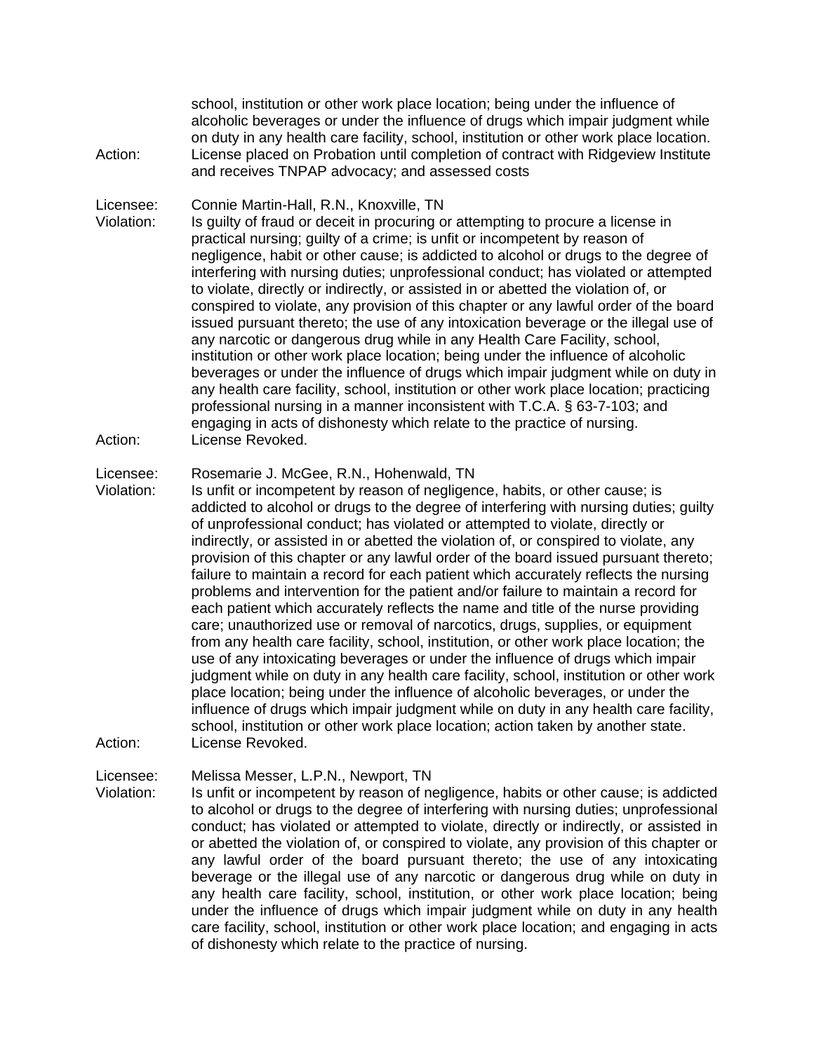school, institution or other work place location; being under the influence of alcoholic beverages or under the influence of drugs which impair judgment while on duty in any health care facility, school, institution or other work place location.

Action: License placed on Probation until completion of contract with Ridgeview Institute and receives TNPAP advocacy; and assessed costs

Licensee: Connie Martin-Hall, R.N., Knoxville, TN

Violation: Is guilty of fraud or deceit in procuring or attempting to procure a license in practical nursing; guilty of a crime; is unfit or incompetent by reason of negligence, habit or other cause; is addicted to alcohol or drugs to the degree of interfering with nursing duties; unprofessional conduct; has violated or attempted to violate, directly or indirectly, or assisted in or abetted the violation of, or conspired to violate, any provision of this chapter or any lawful order of the board issued pursuant thereto; the use of any intoxication beverage or the illegal use of any narcotic or dangerous drug while in any Health Care Facility, school, institution or other work place location; being under the influence of alcoholic beverages or under the influence of drugs which impair judgment while on duty in any health care facility, school, institution or other work place location; practicing professional nursing in a manner inconsistent with T.C.A. § 63-7-103; and engaging in acts of dishonesty which relate to the practice of nursing.

Action: License Revoked.

Licensee: Rosemarie J. McGee, R.N., Hohenwald, TN

Violation: Is unfit or incompetent by reason of negligence, habits, or other cause; is addicted to alcohol or drugs to the degree of interfering with nursing duties; guilty of unprofessional conduct; has violated or attempted to violate, directly or indirectly, or assisted in or abetted the violation of, or conspired to violate, any provision of this chapter or any lawful order of the board issued pursuant thereto; failure to maintain a record for each patient which accurately reflects the nursing problems and intervention for the patient and/or failure to maintain a record for each patient which accurately reflects the name and title of the nurse providing care; unauthorized use or removal of narcotics, drugs, supplies, or equipment from any health care facility, school, institution, or other work place location; the use of any intoxicating beverages or under the influence of drugs which impair judgment while on duty in any health care facility, school, institution or other work place location; being under the influence of alcoholic beverages, or under the influence of drugs which impair judgment while on duty in any health care facility, school, institution or other work place location; action taken by another state.

Action: License Revoked.

Licensee: Melissa Messer, L.P.N., Newport, TN

Violation: Is unfit or incompetent by reason of negligence, habits or other cause; is addicted to alcohol or drugs to the degree of interfering with nursing duties; unprofessional conduct; has violated or attempted to violate, directly or indirectly, or assisted in or abetted the violation of, or conspired to violate, any provision of this chapter or any lawful order of the board pursuant thereto; the use of any intoxicating beverage or the illegal use of any narcotic or dangerous drug while on duty in any health care facility, school, institution, or other work place location; being under the influence of drugs which impair judgment while on duty in any health care facility, school, institution or other work place location; and engaging in acts of dishonesty which relate to the practice of nursing.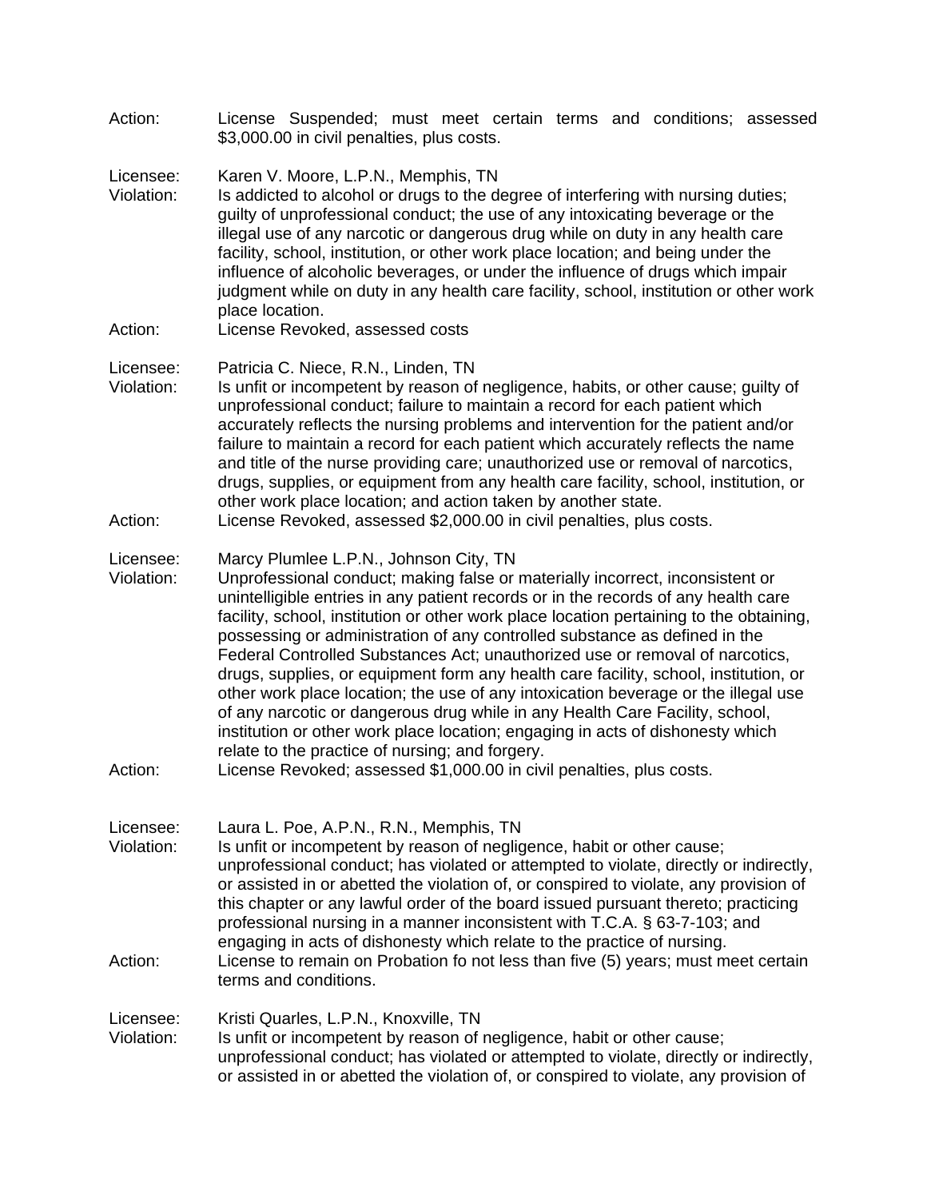Action: License Suspended; must meet certain terms and conditions; assessed $3,000.00 in civil penalties, plus costs.

Licensee: Karen V. Moore, L.P.N., Memphis, TN
Violation: Is addicted to alcohol or drugs to the degree of interfering with nursing duties; guilty of unprofessional conduct; the use of any intoxicating beverage or the illegal use of any narcotic or dangerous drug while on duty in any health care facility, school, institution, or other work place location; and being under the influence of alcoholic beverages, or under the influence of drugs which impair judgment while on duty in any health care facility, school, institution or other work place location.
Action: License Revoked, assessed costs

Licensee: Patricia C. Niece, R.N., Linden, TN
Violation: Is unfit or incompetent by reason of negligence, habits, or other cause; guilty of unprofessional conduct; failure to maintain a record for each patient which accurately reflects the nursing problems and intervention for the patient and/or failure to maintain a record for each patient which accurately reflects the name and title of the nurse providing care; unauthorized use or removal of narcotics, drugs, supplies, or equipment from any health care facility, school, institution, or other work place location; and action taken by another state.
Action: License Revoked, assessed $2,000.00 in civil penalties, plus costs.

Licensee: Marcy Plumlee L.P.N., Johnson City, TN
Violation: Unprofessional conduct; making false or materially incorrect, inconsistent or unintelligible entries in any patient records or in the records of any health care facility, school, institution or other work place location pertaining to the obtaining, possessing or administration of any controlled substance as defined in the Federal Controlled Substances Act; unauthorized use or removal of narcotics, drugs, supplies, or equipment form any health care facility, school, institution, or other work place location; the use of any intoxication beverage or the illegal use of any narcotic or dangerous drug while in any Health Care Facility, school, institution or other work place location; engaging in acts of dishonesty which relate to the practice of nursing; and forgery.
Action: License Revoked; assessed $1,000.00 in civil penalties, plus costs.

Licensee: Laura L. Poe, A.P.N., R.N., Memphis, TN
Violation: Is unfit or incompetent by reason of negligence, habit or other cause; unprofessional conduct; has violated or attempted to violate, directly or indirectly, or assisted in or abetted the violation of, or conspired to violate, any provision of this chapter or any lawful order of the board issued pursuant thereto; practicing professional nursing in a manner inconsistent with T.C.A. § 63-7-103; and engaging in acts of dishonesty which relate to the practice of nursing.
Action: License to remain on Probation fo not less than five (5) years; must meet certain terms and conditions.

Licensee: Kristi Quarles, L.P.N., Knoxville, TN
Violation: Is unfit or incompetent by reason of negligence, habit or other cause; unprofessional conduct; has violated or attempted to violate, directly or indirectly, or assisted in or abetted the violation of, or conspired to violate, any provision of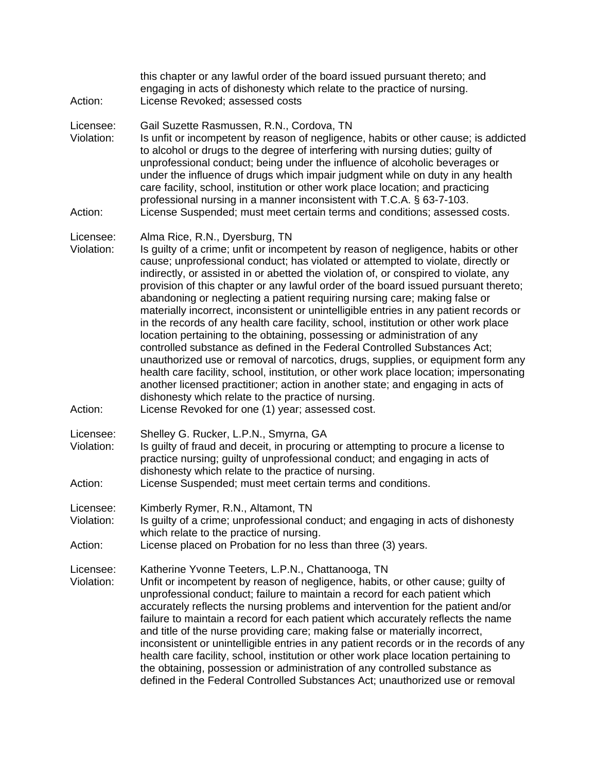this chapter or any lawful order of the board issued pursuant thereto; and engaging in acts of dishonesty which relate to the practice of nursing.

Action: License Revoked; assessed costs

Licensee: Gail Suzette Rasmussen, R.N., Cordova, TN

Violation: Is unfit or incompetent by reason of negligence, habits or other cause; is addicted to alcohol or drugs to the degree of interfering with nursing duties; guilty of unprofessional conduct; being under the influence of alcoholic beverages or under the influence of drugs which impair judgment while on duty in any health care facility, school, institution or other work place location; and practicing professional nursing in a manner inconsistent with T.C.A. § 63-7-103.

Action: License Suspended; must meet certain terms and conditions; assessed costs.

Licensee: Alma Rice, R.N., Dyersburg, TN

Violation: Is guilty of a crime; unfit or incompetent by reason of negligence, habits or other cause; unprofessional conduct; has violated or attempted to violate, directly or indirectly, or assisted in or abetted the violation of, or conspired to violate, any provision of this chapter or any lawful order of the board issued pursuant thereto; abandoning or neglecting a patient requiring nursing care; making false or materially incorrect, inconsistent or unintelligible entries in any patient records or in the records of any health care facility, school, institution or other work place location pertaining to the obtaining, possessing or administration of any controlled substance as defined in the Federal Controlled Substances Act; unauthorized use or removal of narcotics, drugs, supplies, or equipment form any health care facility, school, institution, or other work place location; impersonating another licensed practitioner; action in another state; and engaging in acts of dishonesty which relate to the practice of nursing.

Action: License Revoked for one (1) year; assessed cost.

Licensee: Shelley G. Rucker, L.P.N., Smyrna, GA

Violation: Is guilty of fraud and deceit, in procuring or attempting to procure a license to practice nursing; guilty of unprofessional conduct; and engaging in acts of dishonesty which relate to the practice of nursing.

Action: License Suspended; must meet certain terms and conditions.

Licensee: Kimberly Rymer, R.N., Altamont, TN

Violation: Is guilty of a crime; unprofessional conduct; and engaging in acts of dishonesty which relate to the practice of nursing.

Action: License placed on Probation for no less than three (3) years.

Licensee: Katherine Yvonne Teeters, L.P.N., Chattanooga, TN

Violation: Unfit or incompetent by reason of negligence, habits, or other cause; guilty of unprofessional conduct; failure to maintain a record for each patient which accurately reflects the nursing problems and intervention for the patient and/or failure to maintain a record for each patient which accurately reflects the name and title of the nurse providing care; making false or materially incorrect, inconsistent or unintelligible entries in any patient records or in the records of any health care facility, school, institution or other work place location pertaining to the obtaining, possession or administration of any controlled substance as defined in the Federal Controlled Substances Act; unauthorized use or removal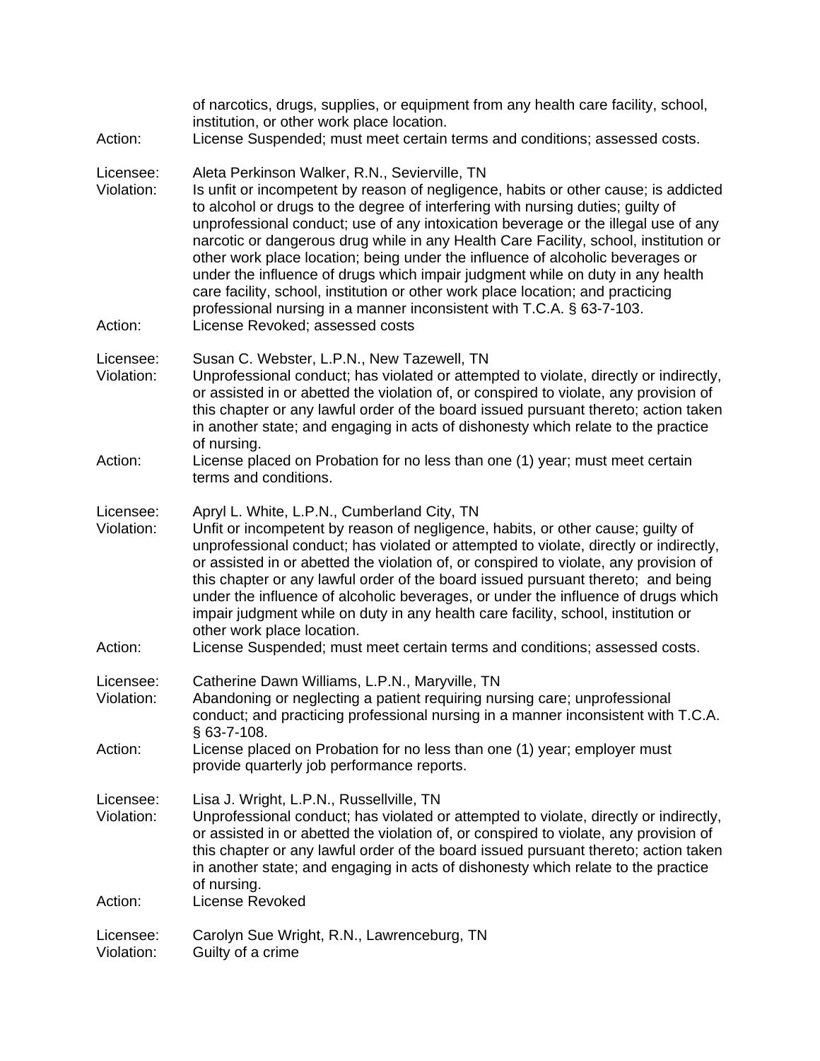of narcotics, drugs, supplies, or equipment from any health care facility, school, institution, or other work place location.

Action: License Suspended; must meet certain terms and conditions; assessed costs.

Licensee: Aleta Perkinson Walker, R.N., Sevierville, TN

Violation: Is unfit or incompetent by reason of negligence, habits or other cause; is addicted to alcohol or drugs to the degree of interfering with nursing duties; guilty of unprofessional conduct; use of any intoxication beverage or the illegal use of any narcotic or dangerous drug while in any Health Care Facility, school, institution or other work place location; being under the influence of alcoholic beverages or under the influence of drugs which impair judgment while on duty in any health care facility, school, institution or other work place location; and practicing professional nursing in a manner inconsistent with T.C.A. § 63-7-103.

Action: License Revoked; assessed costs

Licensee: Susan C. Webster, L.P.N., New Tazewell, TN

Violation: Unprofessional conduct; has violated or attempted to violate, directly or indirectly, or assisted in or abetted the violation of, or conspired to violate, any provision of this chapter or any lawful order of the board issued pursuant thereto; action taken in another state; and engaging in acts of dishonesty which relate to the practice of nursing.

Action: License placed on Probation for no less than one (1) year; must meet certain terms and conditions.

Licensee: Apryl L. White, L.P.N., Cumberland City, TN

Violation: Unfit or incompetent by reason of negligence, habits, or other cause; guilty of unprofessional conduct; has violated or attempted to violate, directly or indirectly, or assisted in or abetted the violation of, or conspired to violate, any provision of this chapter or any lawful order of the board issued pursuant thereto; and being under the influence of alcoholic beverages, or under the influence of drugs which impair judgment while on duty in any health care facility, school, institution or other work place location.

Action: License Suspended; must meet certain terms and conditions; assessed costs.

Licensee: Catherine Dawn Williams, L.P.N., Maryville, TN

Violation: Abandoning or neglecting a patient requiring nursing care; unprofessional conduct; and practicing professional nursing in a manner inconsistent with T.C.A. § 63-7-108.

Action: License placed on Probation for no less than one (1) year; employer must provide quarterly job performance reports.

Licensee: Lisa J. Wright, L.P.N., Russellville, TN

Violation: Unprofessional conduct; has violated or attempted to violate, directly or indirectly, or assisted in or abetted the violation of, or conspired to violate, any provision of this chapter or any lawful order of the board issued pursuant thereto; action taken in another state; and engaging in acts of dishonesty which relate to the practice of nursing.

Action: License Revoked

Licensee: Carolyn Sue Wright, R.N., Lawrenceburg, TN

Violation: Guilty of a crime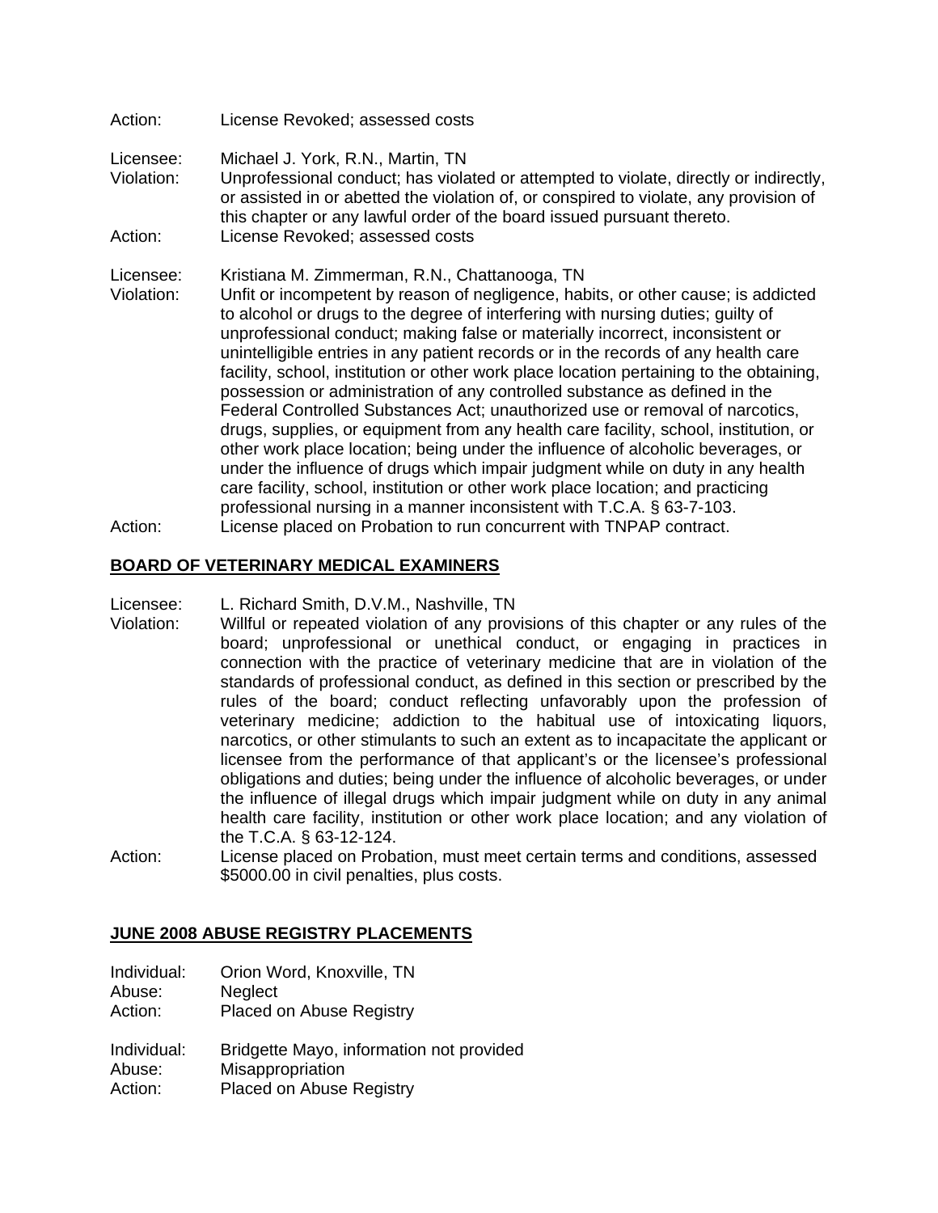Action: License Revoked; assessed costs

Licensee: Michael J. York, R.N., Martin, TN
Violation: Unprofessional conduct; has violated or attempted to violate, directly or indirectly, or assisted in or abetted the violation of, or conspired to violate, any provision of this chapter or any lawful order of the board issued pursuant thereto.
Action: License Revoked; assessed costs

Licensee: Kristiana M. Zimmerman, R.N., Chattanooga, TN
Violation: Unfit or incompetent by reason of negligence, habits, or other cause; is addicted to alcohol or drugs to the degree of interfering with nursing duties; guilty of unprofessional conduct; making false or materially incorrect, inconsistent or unintelligible entries in any patient records or in the records of any health care facility, school, institution or other work place location pertaining to the obtaining, possession or administration of any controlled substance as defined in the Federal Controlled Substances Act; unauthorized use or removal of narcotics, drugs, supplies, or equipment from any health care facility, school, institution, or other work place location; being under the influence of alcoholic beverages, or under the influence of drugs which impair judgment while on duty in any health care facility, school, institution or other work place location; and practicing professional nursing in a manner inconsistent with T.C.A. § 63-7-103.
Action: License placed on Probation to run concurrent with TNPAP contract.

**BOARD OF VETERINARY MEDICAL EXAMINERS**

Licensee: L. Richard Smith, D.V.M., Nashville, TN
Violation: Willful or repeated violation of any provisions of this chapter or any rules of the board; unprofessional or unethical conduct, or engaging in practices in connection with the practice of veterinary medicine that are in violation of the standards of professional conduct, as defined in this section or prescribed by the rules of the board; conduct reflecting unfavorably upon the profession of veterinary medicine; addiction to the habitual use of intoxicating liquors, narcotics, or other stimulants to such an extent as to incapacitate the applicant or licensee from the performance of that applicant's or the licensee's professional obligations and duties; being under the influence of alcoholic beverages, or under the influence of illegal drugs which impair judgment while on duty in any animal health care facility, institution or other work place location; and any violation of the T.C.A. § 63-12-124.
Action: License placed on Probation, must meet certain terms and conditions, assessed $5000.00 in civil penalties, plus costs.

**JUNE 2008 ABUSE REGISTRY PLACEMENTS**

Individual: Orion Word, Knoxville, TN
Abuse: Neglect
Action: Placed on Abuse Registry

Individual: Bridgette Mayo, information not provided
Abuse: Misappropriation
Action: Placed on Abuse Registry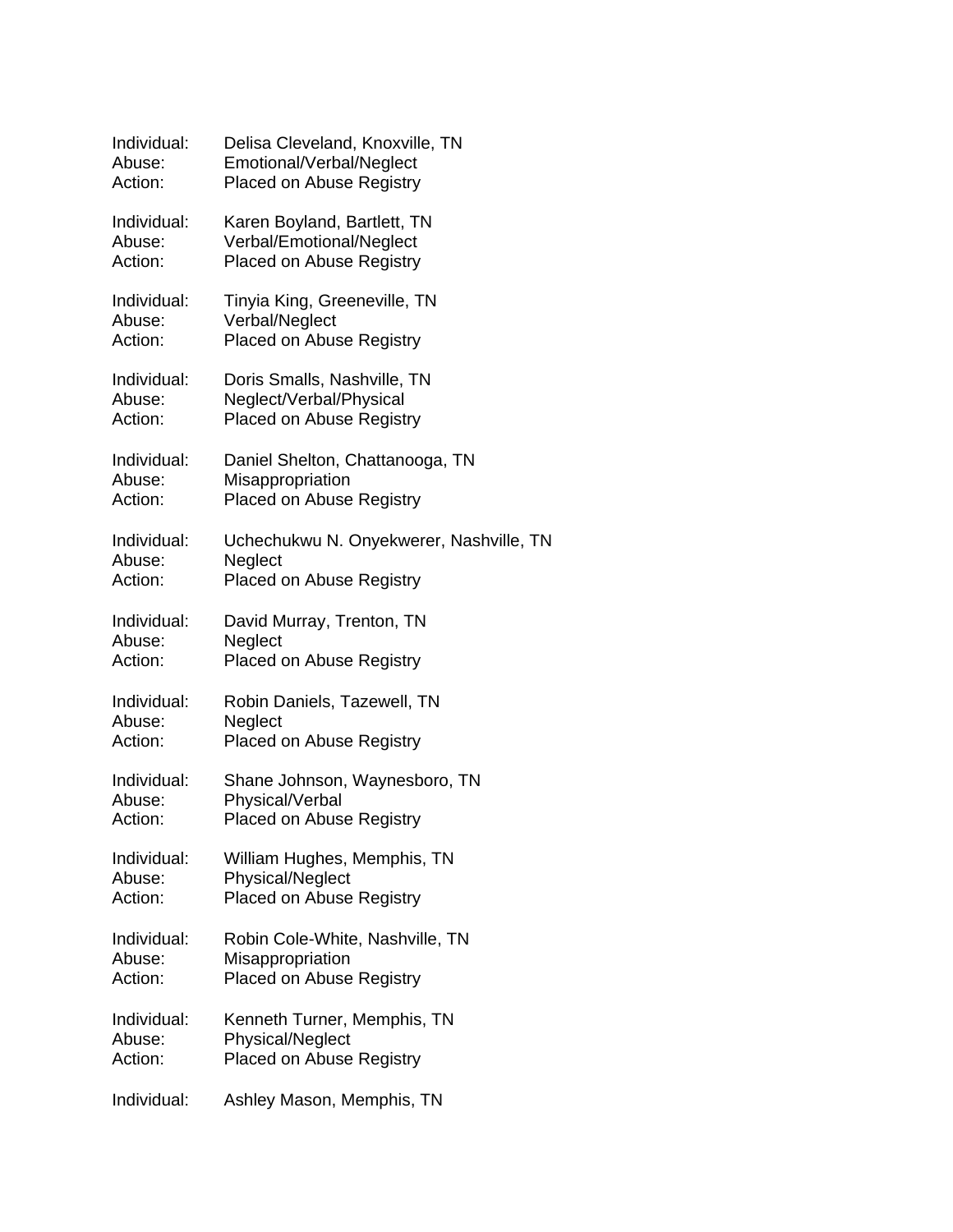Individual: Delisa Cleveland, Knoxville, TN
Abuse: Emotional/Verbal/Neglect
Action: Placed on Abuse Registry

Individual: Karen Boyland, Bartlett, TN
Abuse: Verbal/Emotional/Neglect
Action: Placed on Abuse Registry

Individual: Tinyia King, Greeneville, TN
Abuse: Verbal/Neglect
Action: Placed on Abuse Registry

Individual: Doris Smalls, Nashville, TN
Abuse: Neglect/Verbal/Physical
Action: Placed on Abuse Registry

Individual: Daniel Shelton, Chattanooga, TN
Abuse: Misappropriation
Action: Placed on Abuse Registry

Individual: Uchechukwu N. Onyekwerer, Nashville, TN
Abuse: Neglect
Action: Placed on Abuse Registry

Individual: David Murray, Trenton, TN
Abuse: Neglect
Action: Placed on Abuse Registry

Individual: Robin Daniels, Tazewell, TN
Abuse: Neglect
Action: Placed on Abuse Registry

Individual: Shane Johnson, Waynesboro, TN
Abuse: Physical/Verbal
Action: Placed on Abuse Registry

Individual: William Hughes, Memphis, TN
Abuse: Physical/Neglect
Action: Placed on Abuse Registry

Individual: Robin Cole-White, Nashville, TN
Abuse: Misappropriation
Action: Placed on Abuse Registry

Individual: Kenneth Turner, Memphis, TN
Abuse: Physical/Neglect
Action: Placed on Abuse Registry

Individual: Ashley Mason, Memphis, TN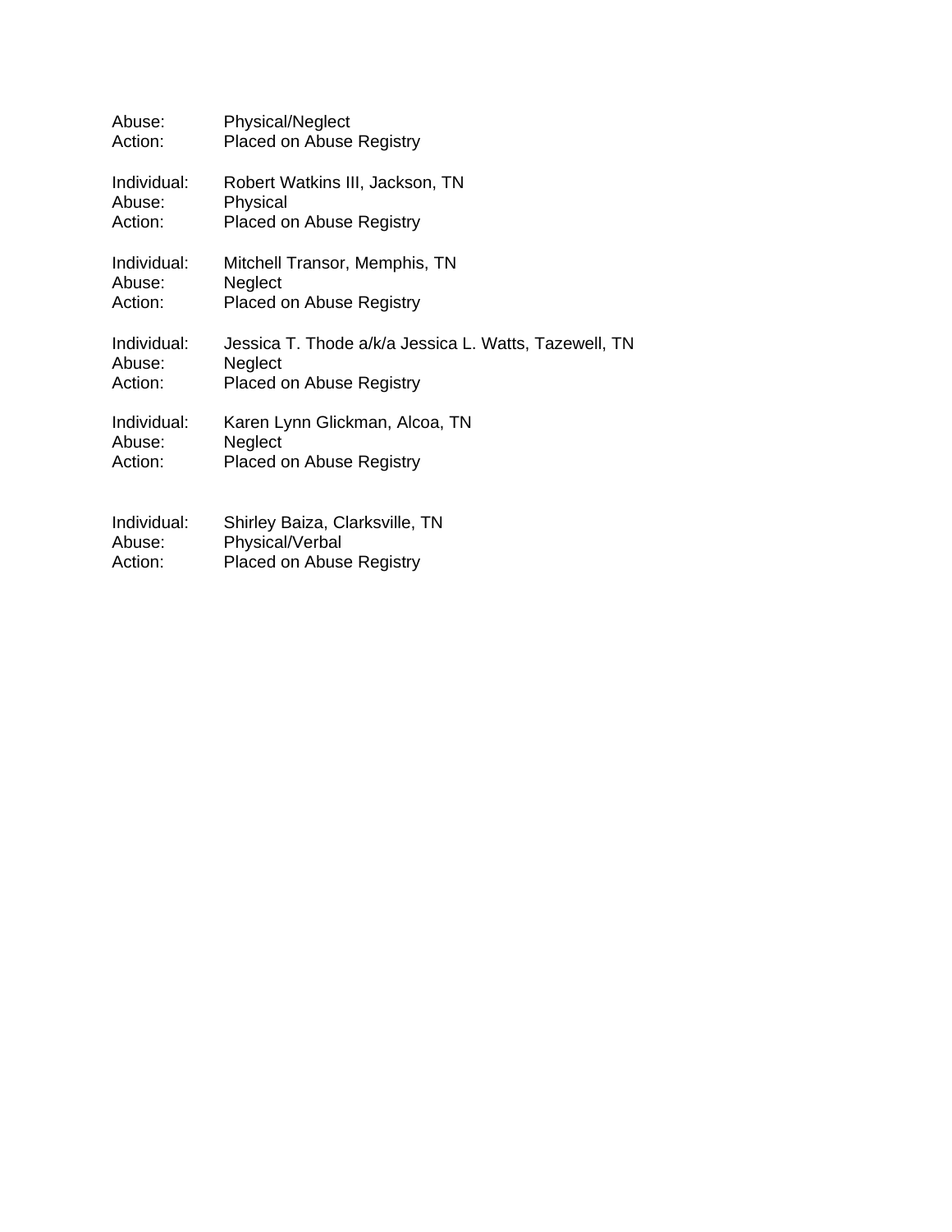Abuse: Physical/Neglect
Action: Placed on Abuse Registry

Individual: Robert Watkins III, Jackson, TN
Abuse: Physical
Action: Placed on Abuse Registry

Individual: Mitchell Transor, Memphis, TN
Abuse: Neglect
Action: Placed on Abuse Registry

Individual: Jessica T. Thode a/k/a Jessica L. Watts, Tazewell, TN
Abuse: Neglect
Action: Placed on Abuse Registry

Individual: Karen Lynn Glickman, Alcoa, TN
Abuse: Neglect
Action: Placed on Abuse Registry

Individual: Shirley Baiza, Clarksville, TN
Abuse: Physical/Verbal
Action: Placed on Abuse Registry